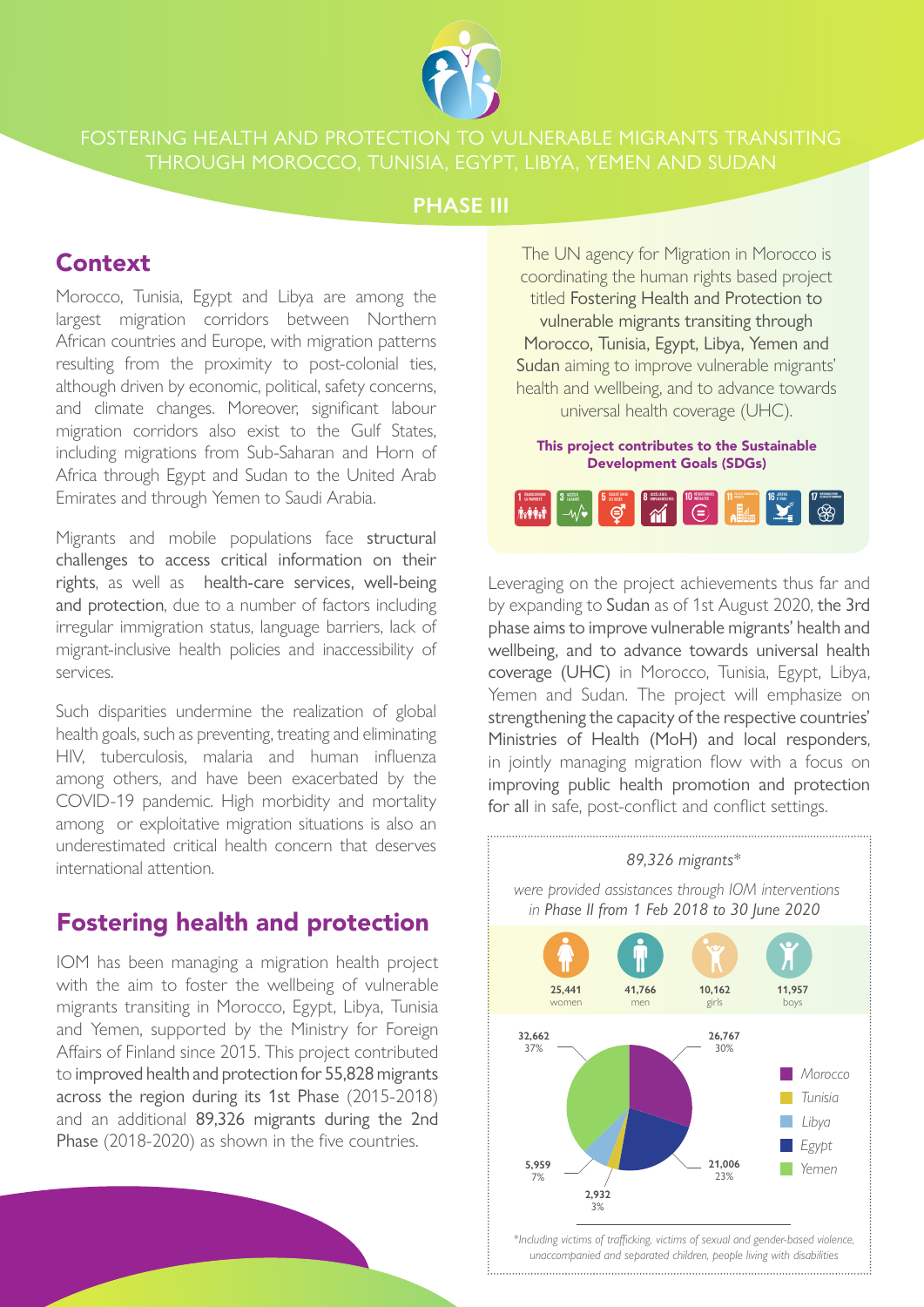# FOSTERING HEALTH AND PROTECTION TO VULNERABLE MIGRANTS TRANSITING THROUGH MOROCCO, TUNISIA, EGYPT, LIBYA, YEMEN AND SUDAN

## PHASE III

## Context

Morocco, Tunisia, Egypt and Libya are among the largest migration corridors between Northern African countries and Europe, with migration patterns resulting from the proximity to post-colonial ties, although driven by economic, political, safety concerns, and climate changes. Moreover, significant labour migration corridors also exist to the Gulf States, including migrations from Sub-Saharan and Horn of Africa through Egypt and Sudan to the United Arab Emirates and through Yemen to Saudi Arabia.

Migrants and mobile populations face structural challenges to access critical information on their rights, as well as health-care services, well-being and protection, due to a number of factors including irregular immigration status, language barriers, lack of migrant-inclusive health policies and inaccessibility of services.

Such disparities undermine the realization of global health goals, such as preventing, treating and eliminating HIV, tuberculosis, malaria and human influenza among others, and have been exacerbated by the COVID-19 pandemic. High morbidity and mortality among or exploitative migration situations is also an underestimated critical health concern that deserves international attention.

## Fostering health and protection

IOM has been managing a migration health project with the aim to foster the wellbeing of vulnerable migrants transiting in Morocco, Egypt, Libya, Tunisia and Yemen, supported by the Ministry for Foreign Affairs of Finland since 2015. This project contributed to improved health and protection for 55,828 migrants across the region during its 1st Phase (2015-2018) and an additional 89,326 migrants during the 2nd Phase (2018-2020) as shown in the five countries.

The UN agency for Migration in Morocco is coordinating the human rights based project titled Fostering Health and Protection to vulnerable migrants transiting through Morocco, Tunisia, Egypt, Libya, Yemen and Sudan aiming to improve vulnerable migrants' health and wellbeing, and to advance towards universal health coverage (UHC).

**This project contributes to the Sustainable Development Goals (SDGs)**

Leveraging on the project achievements thus far and by expanding to Sudan as of 1st August 2020, the 3rd phase aims to improve vulnerable migrants' health and wellbeing, and to advance towards universal health coverage (UHC) in Morocco, Tunisia, Egypt, Libya, Yemen and Sudan. The project will emphasize on strengthening the capacity of the respective countries' Ministries of Health (MoH) and local responders, in jointly managing migration flow with a focus on improving public health promotion and protection for all in safe, post-conflict and conflict settings.

*89,326 migrants\**

*were provided assistances through IOM interventions in Phase II from 1 Feb 2018 to 30 June 2020*

| 25,441 women | 41,766 men | 10,162 girls | 11,957 boys |
|---|---|---|---|

| Country | Migrants | % |
|---|---|---|
| Morocco | 26,767 | 30% |
| Egypt | 21,006 | 23% |
| Tunisia | 2,932 | 3% |
| Libya | 5,959 | 7% |
| Yemen | 32,662 | 37% |

*\*Including victims of trafficking, victims of sexual and gender-based violence, unaccompanied and separated children, people living with disabilities*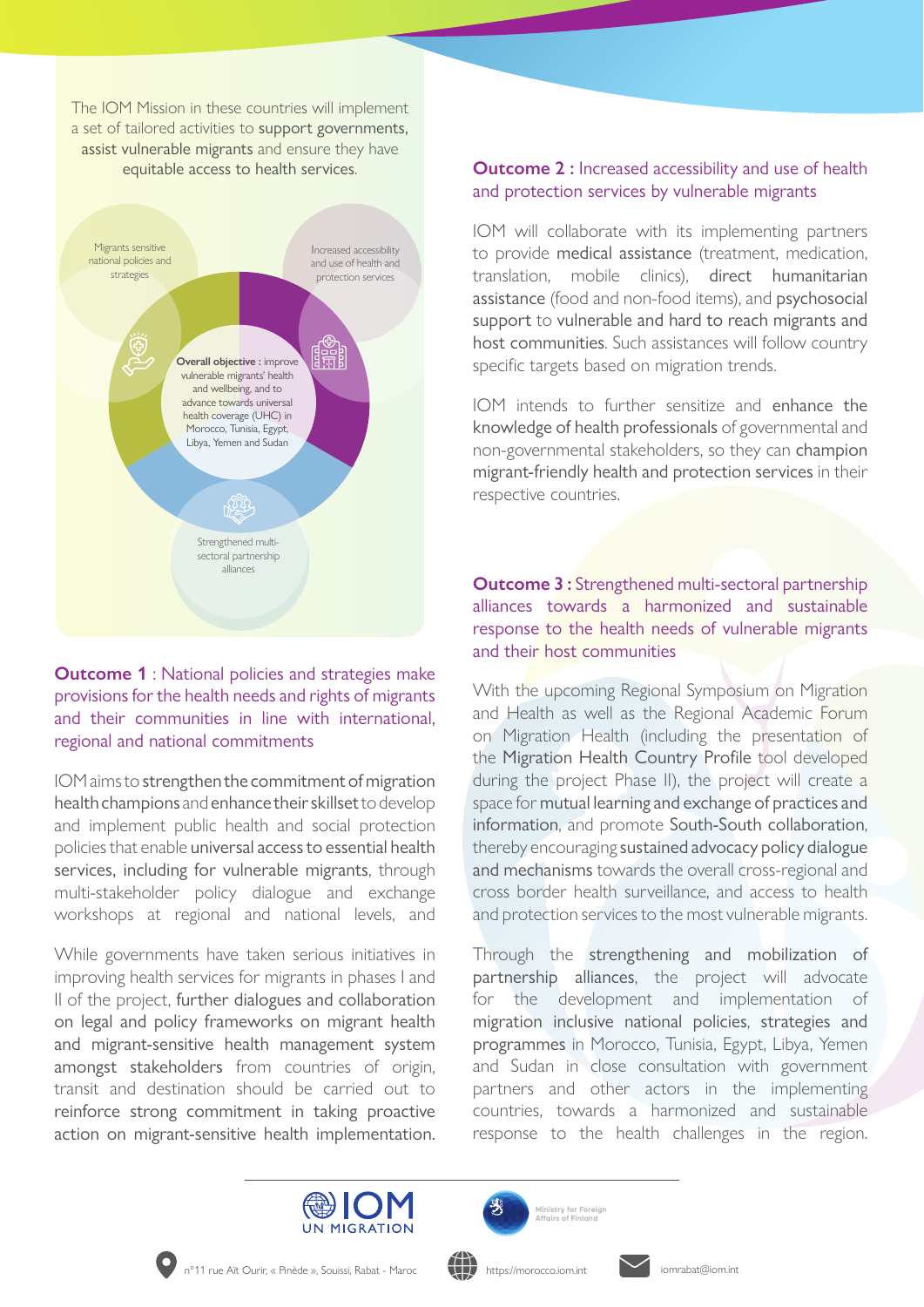The IOM Mission in these countries will implement a set of tailored activities to support governments, assist vulnerable migrants and ensure they have equitable access to health services.

Migrants sensitive national policies and strategies

Increased accessibility and use of health and protection services

**Overall objective** : improve vulnerable migrants' health and wellbeing, and to advance towards universal health coverage (UHC) in Morocco, Tunisia, Egypt, Libya, Yemen and Sudan

Strengthened multi-sectoral partnership alliances

## Outcome 1 : National policies and strategies make provisions for the health needs and rights of migrants and their communities in line with international, regional and national commitments

IOM aims to strengthen the commitment of migration health champions and enhance their skillset to develop and implement public health and social protection policies that enable universal access to essential health services, including for vulnerable migrants, through multi-stakeholder policy dialogue and exchange workshops at regional and national levels, and

While governments have taken serious initiatives in improving health services for migrants in phases I and II of the project, further dialogues and collaboration on legal and policy frameworks on migrant health and migrant-sensitive health management system amongst stakeholders from countries of origin, transit and destination should be carried out to reinforce strong commitment in taking proactive action on migrant-sensitive health implementation.

## Outcome 2 : Increased accessibility and use of health and protection services by vulnerable migrants

IOM will collaborate with its implementing partners to provide medical assistance (treatment, medication, translation, mobile clinics), direct humanitarian assistance (food and non-food items), and psychosocial support to vulnerable and hard to reach migrants and host communities. Such assistances will follow country specific targets based on migration trends.

IOM intends to further sensitize and enhance the knowledge of health professionals of governmental and non-governmental stakeholders, so they can champion migrant-friendly health and protection services in their respective countries.

## Outcome 3 : Strengthened multi-sectoral partnership alliances towards a harmonized and sustainable response to the health needs of vulnerable migrants and their host communities

With the upcoming Regional Symposium on Migration and Health as well as the Regional Academic Forum on Migration Health (including the presentation of the Migration Health Country Profile tool developed during the project Phase II), the project will create a space for mutual learning and exchange of practices and information, and promote South-South collaboration, thereby encouraging sustained advocacy policy dialogue and mechanisms towards the overall cross-regional and cross border health surveillance, and access to health and protection services to the most vulnerable migrants.

Through the strengthening and mobilization of partnership alliances, the project will advocate for the development and implementation of migration inclusive national policies, strategies and programmes in Morocco, Tunisia, Egypt, Libya, Yemen and Sudan in close consultation with government partners and other actors in the implementing countries, towards a harmonized and sustainable response to the health challenges in the region.

IOM UN MIGRATION

Ministry for Foreign Affairs of Finland

n°11 rue Aït Ourir, « Pinède », Souissi, Rabat - Maroc

https://morocco.iom.int

iomrabat@iom.int